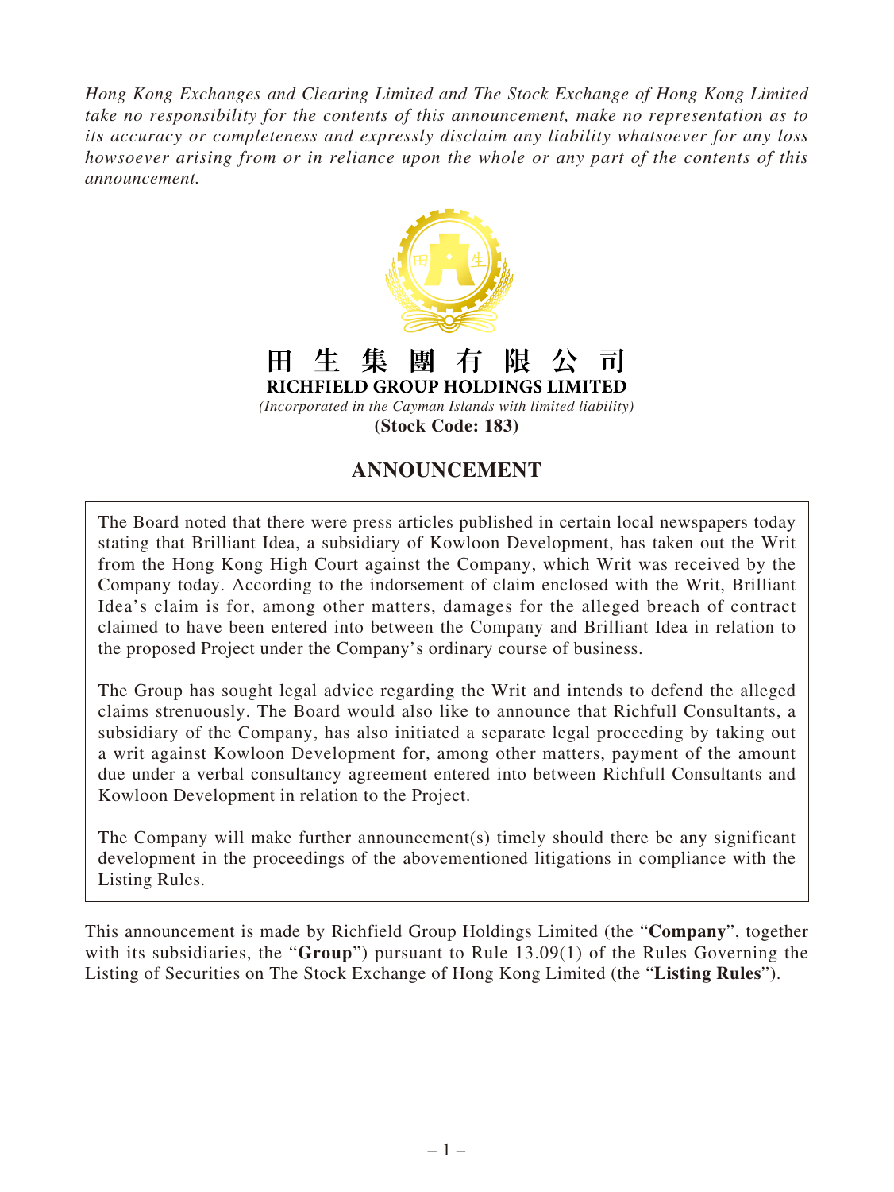*Hong Kong Exchanges and Clearing Limited and The Stock Exchange of Hong Kong Limited take no responsibility for the contents of this announcement, make no representation as to its accuracy or completeness and expressly disclaim any liability whatsoever for any loss howsoever arising from or in reliance upon the whole or any part of the contents of this announcement.*

# 田生集團有限公司
# RICHFIELD GROUP HOLDINGS LIMITED

*(Incorporated in the Cayman Islands with limited liability)*

**(Stock Code: 183)**

## ANNOUNCEMENT

The Board noted that there were press articles published in certain local newspapers today stating that Brilliant Idea, a subsidiary of Kowloon Development, has taken out the Writ from the Hong Kong High Court against the Company, which Writ was received by the Company today. According to the indorsement of claim enclosed with the Writ, Brilliant Idea's claim is for, among other matters, damages for the alleged breach of contract claimed to have been entered into between the Company and Brilliant Idea in relation to the proposed Project under the Company's ordinary course of business.

The Group has sought legal advice regarding the Writ and intends to defend the alleged claims strenuously. The Board would also like to announce that Richfull Consultants, a subsidiary of the Company, has also initiated a separate legal proceeding by taking out a writ against Kowloon Development for, among other matters, payment of the amount due under a verbal consultancy agreement entered into between Richfull Consultants and Kowloon Development in relation to the Project.

The Company will make further announcement(s) timely should there be any significant development in the proceedings of the abovementioned litigations in compliance with the Listing Rules.

This announcement is made by Richfield Group Holdings Limited (the "**Company**", together with its subsidiaries, the "**Group**") pursuant to Rule 13.09(1) of the Rules Governing the Listing of Securities on The Stock Exchange of Hong Kong Limited (the "**Listing Rules**").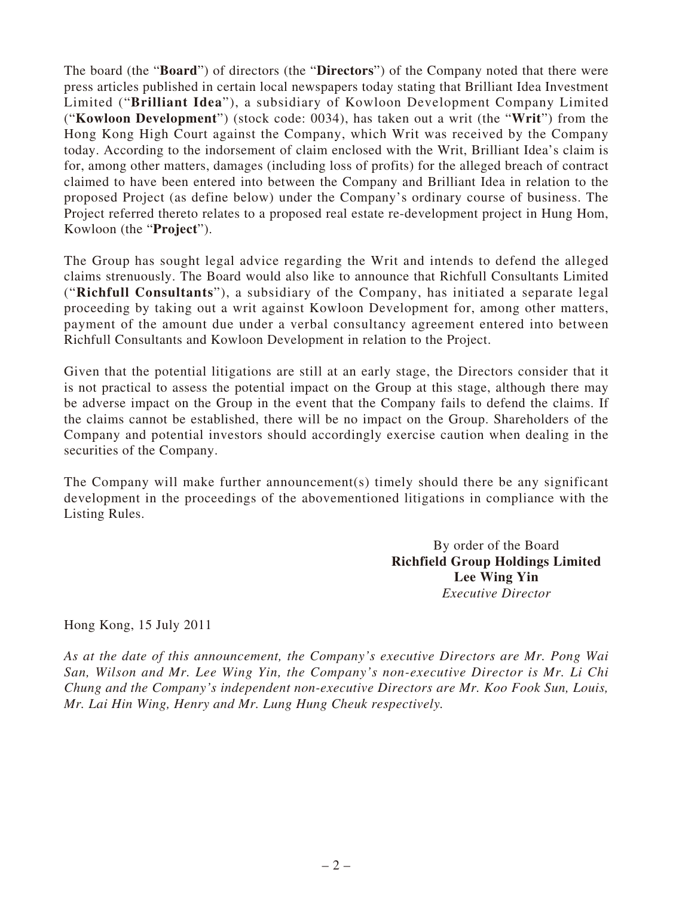The board (the "**Board**") of directors (the "**Directors**") of the Company noted that there were press articles published in certain local newspapers today stating that Brilliant Idea Investment Limited ("**Brilliant Idea**"), a subsidiary of Kowloon Development Company Limited ("**Kowloon Development**") (stock code: 0034), has taken out a writ (the "**Writ**") from the Hong Kong High Court against the Company, which Writ was received by the Company today. According to the indorsement of claim enclosed with the Writ, Brilliant Idea's claim is for, among other matters, damages (including loss of profits) for the alleged breach of contract claimed to have been entered into between the Company and Brilliant Idea in relation to the proposed Project (as define below) under the Company's ordinary course of business. The Project referred thereto relates to a proposed real estate re-development project in Hung Hom, Kowloon (the "**Project**").

The Group has sought legal advice regarding the Writ and intends to defend the alleged claims strenuously. The Board would also like to announce that Richfull Consultants Limited ("**Richfull Consultants**"), a subsidiary of the Company, has initiated a separate legal proceeding by taking out a writ against Kowloon Development for, among other matters, payment of the amount due under a verbal consultancy agreement entered into between Richfull Consultants and Kowloon Development in relation to the Project.

Given that the potential litigations are still at an early stage, the Directors consider that it is not practical to assess the potential impact on the Group at this stage, although there may be adverse impact on the Group in the event that the Company fails to defend the claims. If the claims cannot be established, there will be no impact on the Group. Shareholders of the Company and potential investors should accordingly exercise caution when dealing in the securities of the Company.

The Company will make further announcement(s) timely should there be any significant development in the proceedings of the abovementioned litigations in compliance with the Listing Rules.

By order of the Board
**Richfield Group Holdings Limited**
**Lee Wing Yin**
*Executive Director*

Hong Kong, 15 July 2011

*As at the date of this announcement, the Company's executive Directors are Mr. Pong Wai San, Wilson and Mr. Lee Wing Yin, the Company's non-executive Director is Mr. Li Chi Chung and the Company's independent non-executive Directors are Mr. Koo Fook Sun, Louis, Mr. Lai Hin Wing, Henry and Mr. Lung Hung Cheuk respectively.*